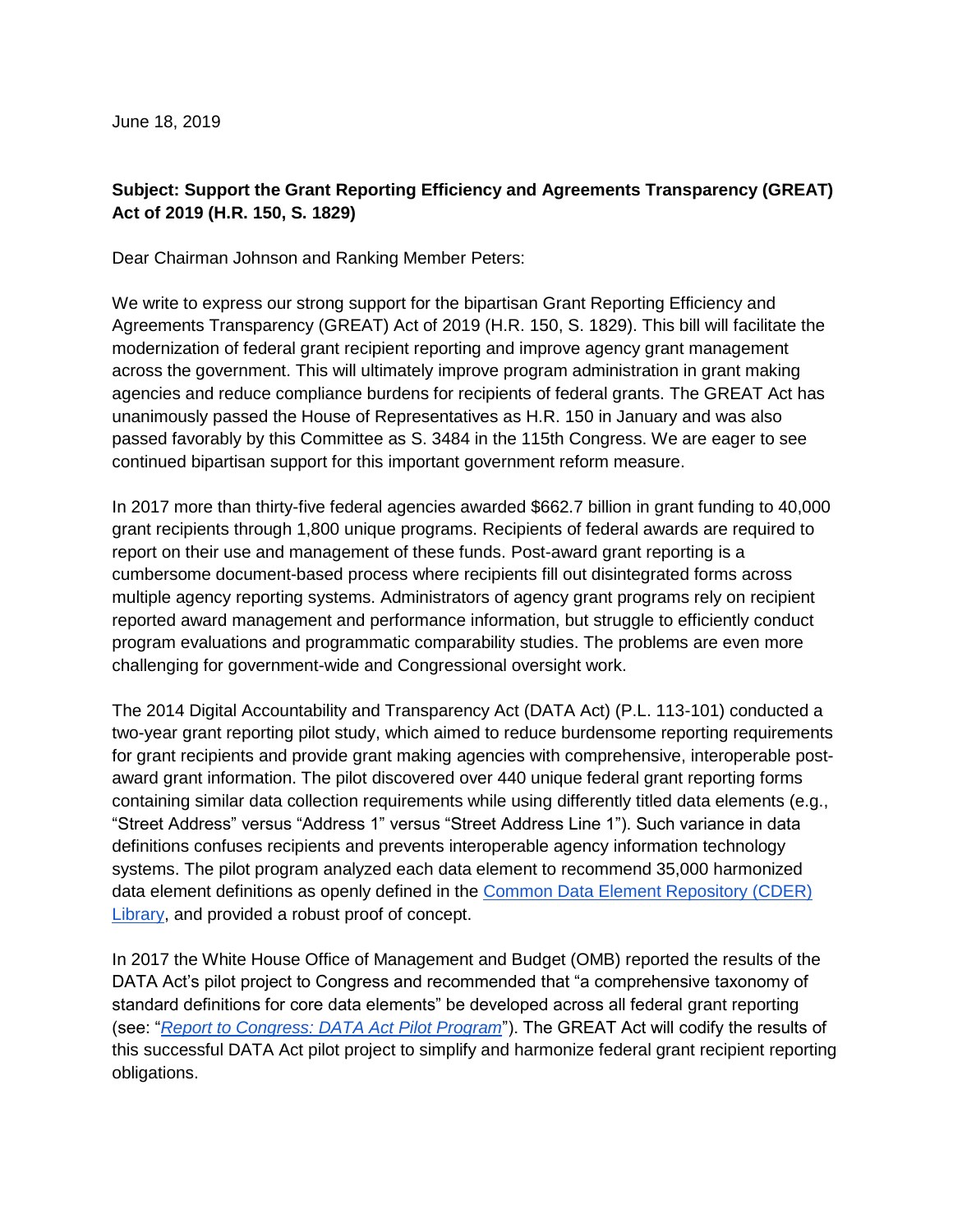June 18, 2019

**Subject: Support the Grant Reporting Efficiency and Agreements Transparency (GREAT) Act of 2019 (H.R. 150, S. 1829)**

Dear Chairman Johnson and Ranking Member Peters:

We write to express our strong support for the bipartisan Grant Reporting Efficiency and Agreements Transparency (GREAT) Act of 2019 (H.R. 150, S. 1829). This bill will facilitate the modernization of federal grant recipient reporting and improve agency grant management across the government. This will ultimately improve program administration in grant making agencies and reduce compliance burdens for recipients of federal grants. The GREAT Act has unanimously passed the House of Representatives as H.R. 150 in January and was also passed favorably by this Committee as S. 3484 in the 115th Congress. We are eager to see continued bipartisan support for this important government reform measure.

In 2017 more than thirty-five federal agencies awarded $662.7 billion in grant funding to 40,000 grant recipients through 1,800 unique programs. Recipients of federal awards are required to report on their use and management of these funds. Post-award grant reporting is a cumbersome document-based process where recipients fill out disintegrated forms across multiple agency reporting systems. Administrators of agency grant programs rely on recipient reported award management and performance information, but struggle to efficiently conduct program evaluations and programmatic comparability studies. The problems are even more challenging for government-wide and Congressional oversight work.

The 2014 Digital Accountability and Transparency Act (DATA Act) (P.L. 113-101) conducted a two-year grant reporting pilot study, which aimed to reduce burdensome reporting requirements for grant recipients and provide grant making agencies with comprehensive, interoperable post-award grant information. The pilot discovered over 440 unique federal grant reporting forms containing similar data collection requirements while using differently titled data elements (e.g., "Street Address" versus "Address 1" versus "Street Address Line 1"). Such variance in data definitions confuses recipients and prevents interoperable agency information technology systems. The pilot program analyzed each data element to recommend 35,000 harmonized data element definitions as openly defined in the Common Data Element Repository (CDER) Library, and provided a robust proof of concept.

In 2017 the White House Office of Management and Budget (OMB) reported the results of the DATA Act's pilot project to Congress and recommended that "a comprehensive taxonomy of standard definitions for core data elements" be developed across all federal grant reporting (see: "*Report to Congress: DATA Act Pilot Program*"). The GREAT Act will codify the results of this successful DATA Act pilot project to simplify and harmonize federal grant recipient reporting obligations.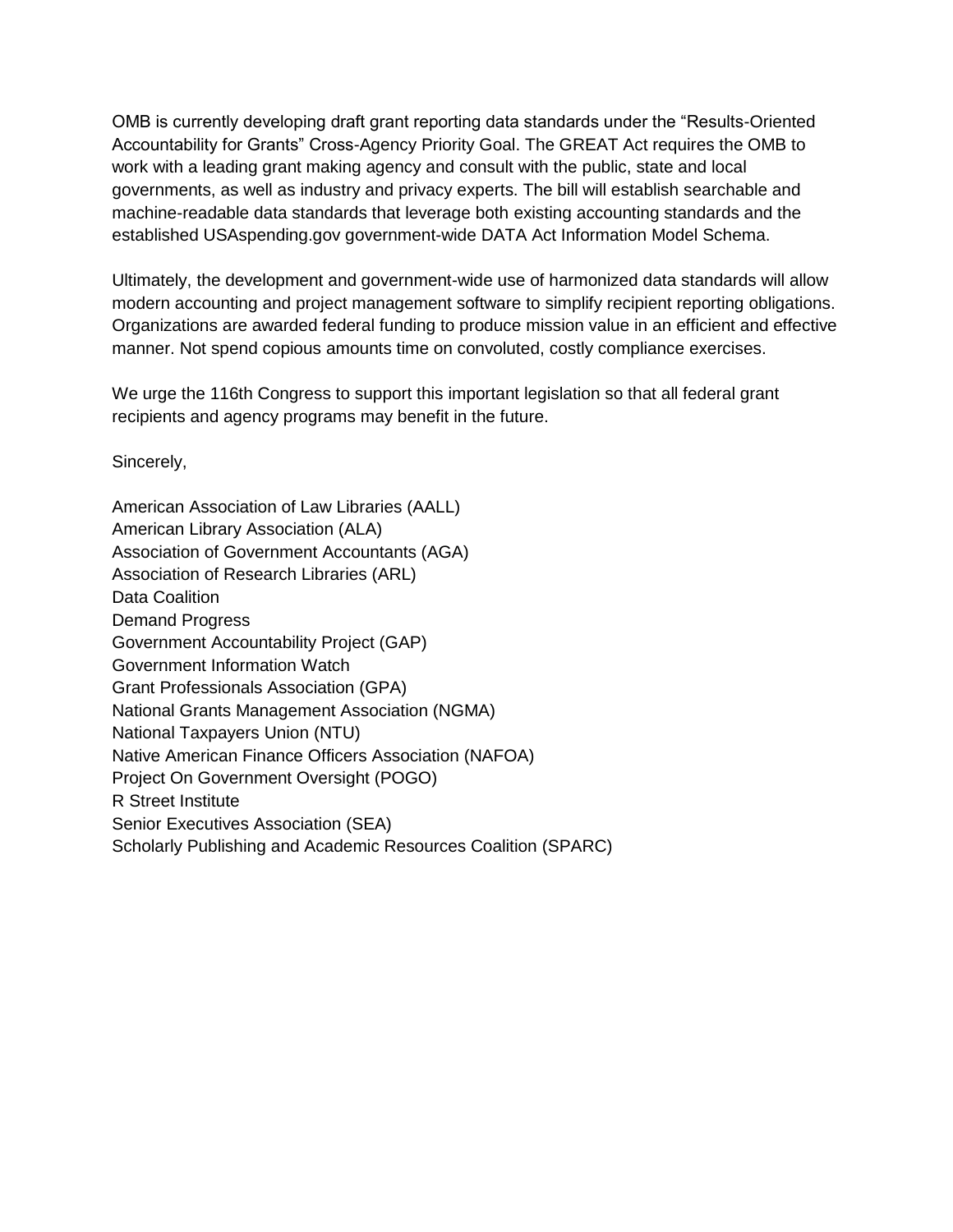OMB is currently developing draft grant reporting data standards under the "Results-Oriented Accountability for Grants" Cross-Agency Priority Goal. The GREAT Act requires the OMB to work with a leading grant making agency and consult with the public, state and local governments, as well as industry and privacy experts. The bill will establish searchable and machine-readable data standards that leverage both existing accounting standards and the established USAspending.gov government-wide DATA Act Information Model Schema.

Ultimately, the development and government-wide use of harmonized data standards will allow modern accounting and project management software to simplify recipient reporting obligations. Organizations are awarded federal funding to produce mission value in an efficient and effective manner. Not spend copious amounts time on convoluted, costly compliance exercises.

We urge the 116th Congress to support this important legislation so that all federal grant recipients and agency programs may benefit in the future.

Sincerely,

American Association of Law Libraries (AALL)
American Library Association (ALA)
Association of Government Accountants (AGA)
Association of Research Libraries (ARL)
Data Coalition
Demand Progress
Government Accountability Project (GAP)
Government Information Watch
Grant Professionals Association (GPA)
National Grants Management Association (NGMA)
National Taxpayers Union (NTU)
Native American Finance Officers Association (NAFOA)
Project On Government Oversight (POGO)
R Street Institute
Senior Executives Association (SEA)
Scholarly Publishing and Academic Resources Coalition (SPARC)